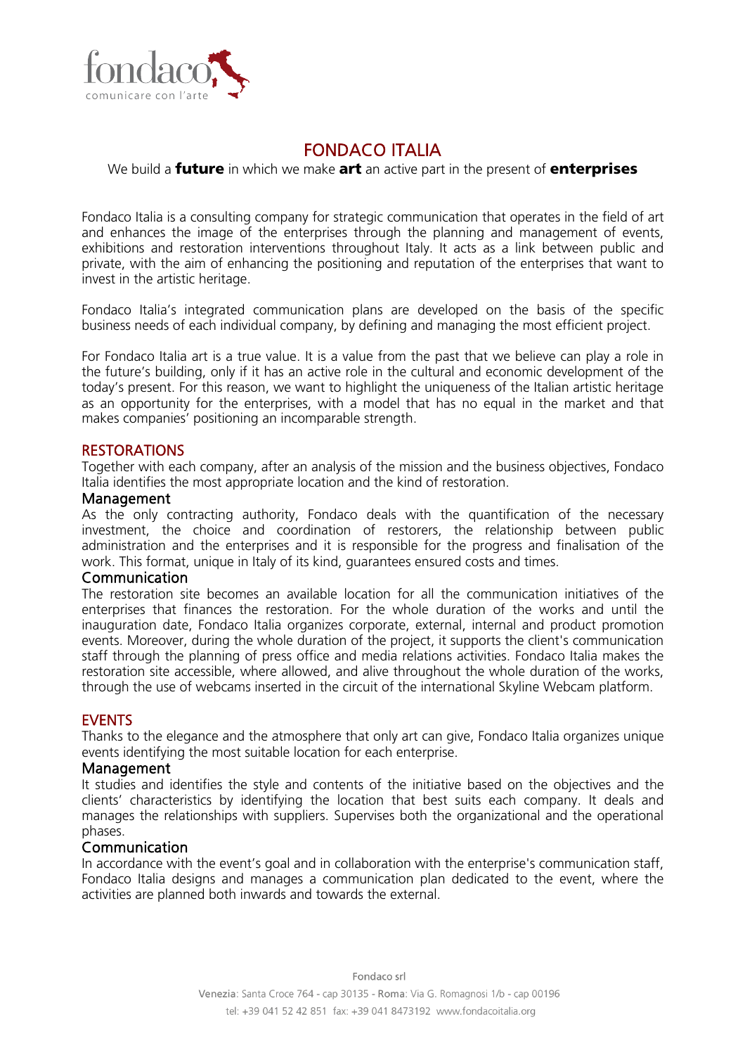fondaco
comunicare con l'arte

# FONDACO ITALIA

We build a **future** in which we make **art** an active part in the present of **enterprises**

Fondaco Italia is a consulting company for strategic communication that operates in the field of art and enhances the image of the enterprises through the planning and management of events, exhibitions and restoration interventions throughout Italy. It acts as a link between public and private, with the aim of enhancing the positioning and reputation of the enterprises that want to invest in the artistic heritage.

Fondaco Italia's integrated communication plans are developed on the basis of the specific business needs of each individual company, by defining and managing the most efficient project.

For Fondaco Italia art is a true value. It is a value from the past that we believe can play a role in the future's building, only if it has an active role in the cultural and economic development of the today's present. For this reason, we want to highlight the uniqueness of the Italian artistic heritage as an opportunity for the enterprises, with a model that has no equal in the market and that makes companies' positioning an incomparable strength.

## RESTORATIONS

Together with each company, after an analysis of the mission and the business objectives, Fondaco Italia identifies the most appropriate location and the kind of restoration.

### Management

As the only contracting authority, Fondaco deals with the quantification of the necessary investment, the choice and coordination of restorers, the relationship between public administration and the enterprises and it is responsible for the progress and finalisation of the work. This format, unique in Italy of its kind, guarantees ensured costs and times.

### Communication

The restoration site becomes an available location for all the communication initiatives of the enterprises that finances the restoration. For the whole duration of the works and until the inauguration date, Fondaco Italia organizes corporate, external, internal and product promotion events. Moreover, during the whole duration of the project, it supports the client's communication staff through the planning of press office and media relations activities. Fondaco Italia makes the restoration site accessible, where allowed, and alive throughout the whole duration of the works, through the use of webcams inserted in the circuit of the international Skyline Webcam platform.

## EVENTS

Thanks to the elegance and the atmosphere that only art can give, Fondaco Italia organizes unique events identifying the most suitable location for each enterprise.

### Management

It studies and identifies the style and contents of the initiative based on the objectives and the clients' characteristics by identifying the location that best suits each company. It deals and manages the relationships with suppliers. Supervises both the organizational and the operational phases.

### Communication

In accordance with the event's goal and in collaboration with the enterprise's communication staff, Fondaco Italia designs and manages a communication plan dedicated to the event, where the activities are planned both inwards and towards the external.

Fondaco srl

Venezia: Santa Croce 764 - cap 30135 - Roma: Via G. Romagnosi 1/b - cap 00196

tel: +39 041 52 42 851 fax: +39 041 8473192 www.fondacoitalia.org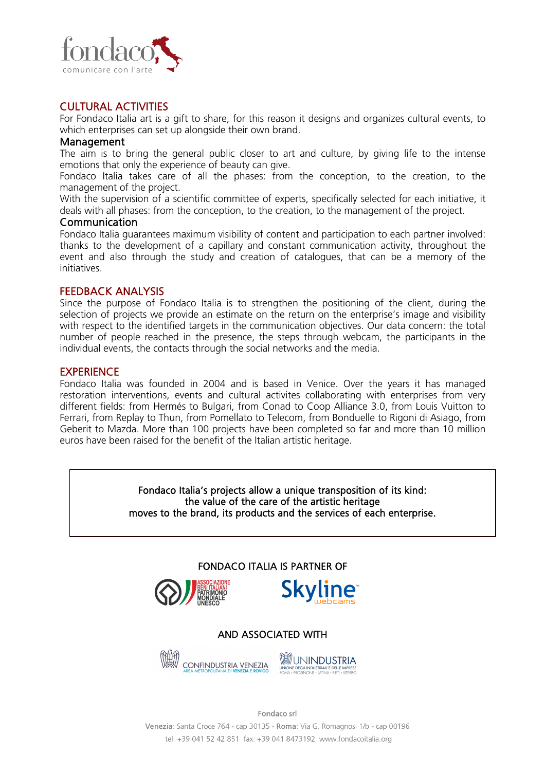fondaco
comunicare con l'arte

## CULTURAL ACTIVITIES

For Fondaco Italia art is a gift to share, for this reason it designs and organizes cultural events, to which enterprises can set up alongside their own brand.

### Management

The aim is to bring the general public closer to art and culture, by giving life to the intense emotions that only the experience of beauty can give.

Fondaco Italia takes care of all the phases: from the conception, to the creation, to the management of the project.

With the supervision of a scientific committee of experts, specifically selected for each initiative, it deals with all phases: from the conception, to the creation, to the management of the project.

### Communication

Fondaco Italia guarantees maximum visibility of content and participation to each partner involved: thanks to the development of a capillary and constant communication activity, throughout the event and also through the study and creation of catalogues, that can be a memory of the initiatives.

## FEEDBACK ANALYSIS

Since the purpose of Fondaco Italia is to strengthen the positioning of the client, during the selection of projects we provide an estimate on the return on the enterprise's image and visibility with respect to the identified targets in the communication objectives. Our data concern: the total number of people reached in the presence, the steps through webcam, the participants in the individual events, the contacts through the social networks and the media.

## EXPERIENCE

Fondaco Italia was founded in 2004 and is based in Venice. Over the years it has managed restoration interventions, events and cultural activites collaborating with enterprises from very different fields: from Hermés to Bulgari, from Conad to Coop Alliance 3.0, from Louis Vuitton to Ferrari, from Replay to Thun, from Pomellato to Telecom, from Bonduelle to Rigoni di Asiago, from Geberit to Mazda. More than 100 projects have been completed so far and more than 10 million euros have been raised for the benefit of the Italian artistic heritage.

> Fondaco Italia's projects allow a unique transposition of its kind:
> the value of the care of the artistic heritage
> moves to the brand, its products and the services of each enterprise.

FONDACO ITALIA IS PARTNER OF

ASSOCIAZIONE BENI ITALIANI PATRIMONIO MONDIALE UNESCO

Skyline webcams

AND ASSOCIATED WITH

CONFINDUSTRIA VENEZIA AREA METROPOLITANA DI VENEZIA E ROVIGO

UNINDUSTRIA UNIONE DEGLI INDUSTRIALI E DELLE IMPRESE ROMA • FROSINONE • LATINA • RIETI • VITERBO

Fondaco srl

Venezia: Santa Croce 764 - cap 30135 - Roma: Via G. Romagnosi 1/b - cap 00196

tel: +39 041 52 42 851 fax: +39 041 8473192 www.fondacoitalia.org